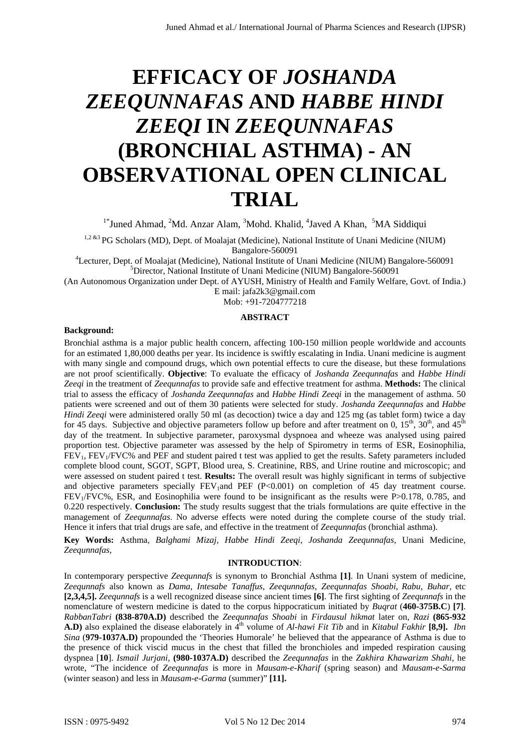# EFFICACY OF *JOSHANDA ZEEQUNNAFAS* AND *HABBE HINDI ZEEQI* IN *ZEEQUNNAFAS* (BRONCHIAL ASTHMA) - AN OBSERVATIONAL OPEN CLINICAL TRIAL

[1*]Juned Ahmad, [2]Md. Anzar Alam, [3]Mohd. Khalid, [4]Javed A Khan, [5]MA Siddiqui

[1,2 &3] PG Scholars (MD), Dept. of Moalajat (Medicine), National Institute of Unani Medicine (NIUM) Bangalore-560091

[4]Lecturer, Dept. of Moalajat (Medicine), National Institute of Unani Medicine (NIUM) Bangalore-560091

[5]Director, National Institute of Unani Medicine (NIUM) Bangalore-560091

(An Autonomous Organization under Dept. of AYUSH, Ministry of Health and Family Welfare, Govt. of India.)

E mail: jafa2k3@gmail.com

Mob: +91-7204777218

## ABSTRACT

**Background:**

Bronchial asthma is a major public health concern, affecting 100-150 million people worldwide and accounts for an estimated 1,80,000 deaths per year. Its incidence is swiftly escalating in India. Unani medicine is augment with many single and compound drugs, which own potential effects to cure the disease, but these formulations are not proof scientifically. **Objective**: To evaluate the efficacy of *Joshanda Zeequnnafas* and *Habbe Hindi Zeeqi* in the treatment of *Zeequnnafas* to provide safe and effective treatment for asthma. **Methods:** The clinical trial to assess the efficacy of *Joshanda Zeequnnafas* and *Habbe Hindi Zeeqi* in the management of asthma. 50 patients were screened and out of them 30 patients were selected for study. *Joshanda Zeequnnafas* and *Habbe Hindi Zeeqi* were administered orally 50 ml (as decoction) twice a day and 125 mg (as tablet form) twice a day for 45 days. Subjective and objective parameters follow up before and after treatment on 0, 15[th], 30[th], and 45[th] day of the treatment. In subjective parameter, paroxysmal dyspnoea and wheeze was analysed using paired proportion test. Objective parameter was assessed by the help of Spirometry in terms of ESR, Eosinophilia, $FEV_1$, $FEV_1/FVC\%$ and PEF and student paired t test was applied to get the results. Safety parameters included complete blood count, SGOT, SGPT, Blood urea, S. Creatinine, RBS, and Urine routine and microscopic; and were assessed on student paired t test. **Results:** The overall result was highly significant in terms of subjective and objective parameters specially $FEV_1$and PEF ($P<0.001$) on completion of 45 day treatment course. $FEV_1/FVC\%$, ESR, and Eosinophilia were found to be insignificant as the results were $P>0.178$, 0.785, and 0.220 respectively. **Conclusion:** The study results suggest that the trials formulations are quite effective in the management of *Zeequnnafas.* No adverse effects were noted during the complete course of the study trial. Hence it infers that trial drugs are safe, and effective in the treatment of *Zeequnnafas* (bronchial asthma).

**Key Words:** Asthma, *Balghami Mizaj, Habbe Hindi Zeeqi*, *Joshanda Zeequnnafas,* Unani Medicine, *Zeequnnafas,*

## INTRODUCTION:

In contemporary perspective *Zeequnnafs* is synonym to Bronchial Asthma **[1]**. In Unani system of medicine, *Zeequnnafs* also known as *Dama*, *Intesabe Tanaffus*, *Zeequnnafas, Zeequnnafas Shoabi*, *Rabu*, *Buhar*, etc **[2,3,4,5].** *Zeequnnafs* is a well recognized disease since ancient times **[6]**. The first sighting of *Zeequnnafs* in the nomenclature of western medicine is dated to the corpus hippocraticum initiated by *Buqrat* (**460-375B.C**) **[7]**. *RabbanTabri* **(838-870A.D)** described the *Zeequnnafas Shoabi* in *Firdausul hikmat* later on, *Razi* **(865-932 A.D)** also explained the disease elaborately in 4[th] volume of *Al-hawi Fit Tib* and in *Kitabul Fakhir* **[8,9].** *Ibn Sina* (**979-1037A.D)** propounded the 'Theories Humorale' he believed that the appearance of Asthma is due to the presence of thick viscid mucus in the chest that filled the bronchioles and impeded respiration causing dyspnea [**10**]. *Ismail Jurjani,* **(980-1037A.D)** described the *Zeequnnafas* in the *Zakhira Khawarizm Shahi*, he wrote, "The incidence of *Zeequnnafas* is more in *Mausam-e-Kharif* (spring season) and *Mausam-e-Sarma* (winter season) and less in *Mausam-e-Garma* (summer)" **[11].**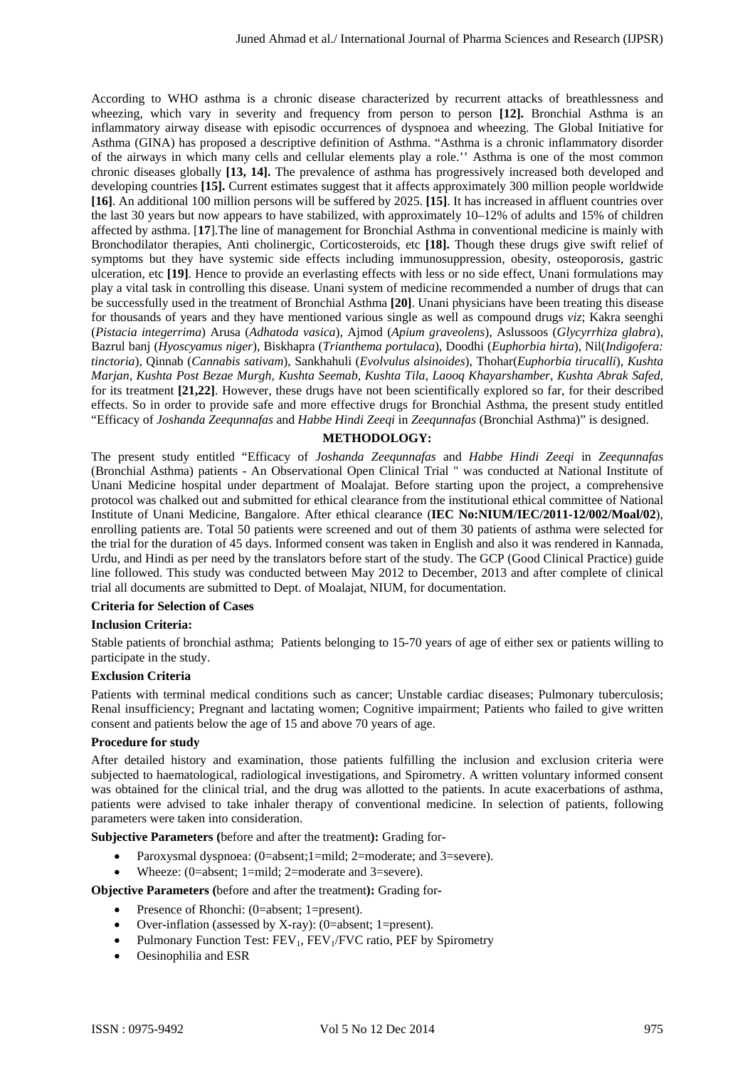According to WHO asthma is a chronic disease characterized by recurrent attacks of breathlessness and wheezing, which vary in severity and frequency from person to person **[12].** Bronchial Asthma is an inflammatory airway disease with episodic occurrences of dyspnoea and wheezing. The Global Initiative for Asthma (GINA) has proposed a descriptive definition of Asthma. "Asthma is a chronic inflammatory disorder of the airways in which many cells and cellular elements play a role.'' Asthma is one of the most common chronic diseases globally **[13, 14].** The prevalence of asthma has progressively increased both developed and developing countries **[15].** Current estimates suggest that it affects approximately 300 million people worldwide **[16]**. An additional 100 million persons will be suffered by 2025. **[15]**. It has increased in affluent countries over the last 30 years but now appears to have stabilized, with approximately 10–12% of adults and 15% of children affected by asthma. [**17**].The line of management for Bronchial Asthma in conventional medicine is mainly with Bronchodilator therapies, Anti cholinergic, Corticosteroids, etc **[18].** Though these drugs give swift relief of symptoms but they have systemic side effects including immunosuppression, obesity, osteoporosis, gastric ulceration, etc **[19]**. Hence to provide an everlasting effects with less or no side effect, Unani formulations may play a vital task in controlling this disease. Unani system of medicine recommended a number of drugs that can be successfully used in the treatment of Bronchial Asthma **[20]**. Unani physicians have been treating this disease for thousands of years and they have mentioned various single as well as compound drugs *viz*; Kakra seenghi (*Pistacia integerrima*) Arusa (*Adhatoda vasica*), Ajmod (*Apium graveolens*), Aslussoos (*Glycyrrhiza glabra*), Bazrul banj (*Hyoscyamus niger*), Biskhapra (*Trianthema portulaca*), Doodhi (*Euphorbia hirta*), Nil(*Indigofera: tinctoria*), Qinnab (*Cannabis sativam*), Sankhahuli (*Evolvulus alsinoides*), Thohar(*Euphorbia tirucalli*), *Kushta Marjan, Kushta Post Bezae Murgh, Kushta Seemab, Kushta Tila, Laooq Khayarshamber, Kushta Abrak Safed,* for its treatment **[21,22]**. However, these drugs have not been scientifically explored so far, for their described effects. So in order to provide safe and more effective drugs for Bronchial Asthma, the present study entitled "Efficacy of *Joshanda Zeequnnafas* and *Habbe Hindi Zeeqi* in *Zeequnnafas* (Bronchial Asthma)" is designed.

## METHODOLOGY:

The present study entitled "Efficacy of *Joshanda Zeequnnafas* and *Habbe Hindi Zeeqi* in *Zeequnnafas* (Bronchial Asthma) patients - An Observational Open Clinical Trial " was conducted at National Institute of Unani Medicine hospital under department of Moalajat. Before starting upon the project, a comprehensive protocol was chalked out and submitted for ethical clearance from the institutional ethical committee of National Institute of Unani Medicine, Bangalore. After ethical clearance (**IEC No:NIUM/IEC/2011-12/002/Moal/02**), enrolling patients are. Total 50 patients were screened and out of them 30 patients of asthma were selected for the trial for the duration of 45 days. Informed consent was taken in English and also it was rendered in Kannada, Urdu, and Hindi as per need by the translators before start of the study. The GCP (Good Clinical Practice) guide line followed. This study was conducted between May 2012 to December, 2013 and after complete of clinical trial all documents are submitted to Dept. of Moalajat, NIUM, for documentation.

### Criteria for Selection of Cases

### Inclusion Criteria:

Stable patients of bronchial asthma; Patients belonging to 15-70 years of age of either sex or patients willing to participate in the study.

### Exclusion Criteria

Patients with terminal medical conditions such as cancer; Unstable cardiac diseases; Pulmonary tuberculosis; Renal insufficiency; Pregnant and lactating women; Cognitive impairment; Patients who failed to give written consent and patients below the age of 15 and above 70 years of age.

### Procedure for study

After detailed history and examination, those patients fulfilling the inclusion and exclusion criteria were subjected to haematological, radiological investigations, and Spirometry. A written voluntary informed consent was obtained for the clinical trial, and the drug was allotted to the patients. In acute exacerbations of asthma, patients were advised to take inhaler therapy of conventional medicine. In selection of patients, following parameters were taken into consideration.

**Subjective Parameters (**before and after the treatment**):** Grading for**-**

- Paroxysmal dyspnoea: (0=absent;1=mild; 2=moderate; and 3=severe).
- Wheeze: (0=absent; 1=mild; 2=moderate and 3=severe).

**Objective Parameters (**before and after the treatment**):** Grading for**-**

- Presence of Rhonchi: (0=absent; 1=present).
- Over-inflation (assessed by X-ray): (0=absent; 1=present).
- Pulmonary Function Test: $FEV_1$, $FEV_1$/FVC ratio, PEF by Spirometry
- Oesinophilia and ESR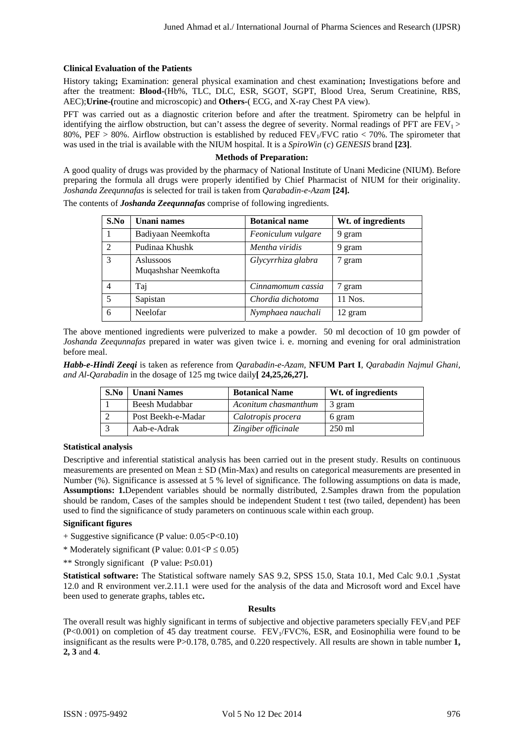**Clinical Evaluation of the Patients**

History taking**;** Examination: general physical examination and chest examination**;** Investigations before and after the treatment: **Blood-**(Hb%, TLC, DLC, ESR, SGOT, SGPT, Blood Urea, Serum Creatinine, RBS, AEC);**Urine-(**routine and microscopic) and **Others-**( ECG, and X-ray Chest PA view).

PFT was carried out as a diagnostic criterion before and after the treatment. Spirometry can be helpful in identifying the airflow obstruction, but can't assess the degree of severity. Normal readings of PFT are $FEV_1$ > 80%, PEF > 80%. Airflow obstruction is established by reduced $FEV_1$/FVC ratio < 70%. The spirometer that was used in the trial is available with the NIUM hospital. It is a *SpiroWin* (*c*) *GENESIS* brand **[23]**.

**Methods of Preparation:**

A good quality of drugs was provided by the pharmacy of National Institute of Unani Medicine (NIUM). Before preparing the formula all drugs were properly identified by Chief Pharmacist of NIUM for their originality. *Joshanda Zeequnnafas* is selected for trail is taken from *Qarabadin-e-Azam* **[24].**

The contents of ***Joshanda Zeequnnafas*** comprise of following ingredients.

| S.No | Unani names | Botanical name | Wt. of ingredients |
|---|---|---|---|
| 1 | Badiyaan Neemkofta | *Feoniculum vulgare* | 9 gram |
| 2 | Pudinaa Khushk | *Mentha viridis* | 9 gram |
| 3 | Aslussoos Muqashshar Neemkofta | *Glycyrrhiza glabra* | 7 gram |
| 4 | Taj | *Cinnamomum cassia* | 7 gram |
| 5 | Sapistan | *Chordia dichotoma* | 11 Nos. |
| 6 | Neelofar | *Nymphaea nauchali* | 12 gram |

The above mentioned ingredients were pulverized to make a powder. 50 ml decoction of 10 gm powder of *Joshanda Zeequnnafas* prepared in water was given twice i. e. morning and evening for oral administration before meal.

***Habb-e-Hindi Zeeqi*** is taken as reference from *Qarabadin-e-Azam*, **NFUM Part I**, *Qarabadin Najmul Ghani, and Al-Qarabadin* in the dosage of 125 mg twice daily**[ 24,25,26,27].**

| S.No | Unani Names | Botanical Name | Wt. of ingredients |
|---|---|---|---|
| 1 | Beesh Mudabbar | *Aconitum chasmanthum* | 3 gram |
| 2 | Post Beekh-e-Madar | *Calotropis procera* | 6 gram |
| 3 | Aab-e-Adrak | *Zingiber officinale* | 250 ml |

**Statistical analysis**

Descriptive and inferential statistical analysis has been carried out in the present study. Results on continuous measurements are presented on Mean ± SD (Min-Max) and results on categorical measurements are presented in Number (%). Significance is assessed at 5 % level of significance. The following assumptions on data is made, **Assumptions: 1.**Dependent variables should be normally distributed, 2.Samples drawn from the population should be random, Cases of the samples should be independent Student t test (two tailed, dependent) has been used to find the significance of study parameters on continuous scale within each group.

**Significant figures**

+ Suggestive significance (P value: $0.05<P<0.10$)

* Moderately significant (P value: $0.01<P \leq 0.05$)

** Strongly significant (P value: $P\leq0.01$)

**Statistical software:** The Statistical software namely SAS 9.2, SPSS 15.0, Stata 10.1, Med Calc 9.0.1 ,Systat 12.0 and R environment ver.2.11.1 were used for the analysis of the data and Microsoft word and Excel have been used to generate graphs, tables etc**.**

**Results**

The overall result was highly significant in terms of subjective and objective parameters specially $FEV_1$and PEF ($P<0.001$) on completion of 45 day treatment course. $FEV_1$/FVC%, ESR, and Eosinophilia were found to be insignificant as the results were P>0.178, 0.785, and 0.220 respectively. All results are shown in table number **1, 2, 3** and **4**.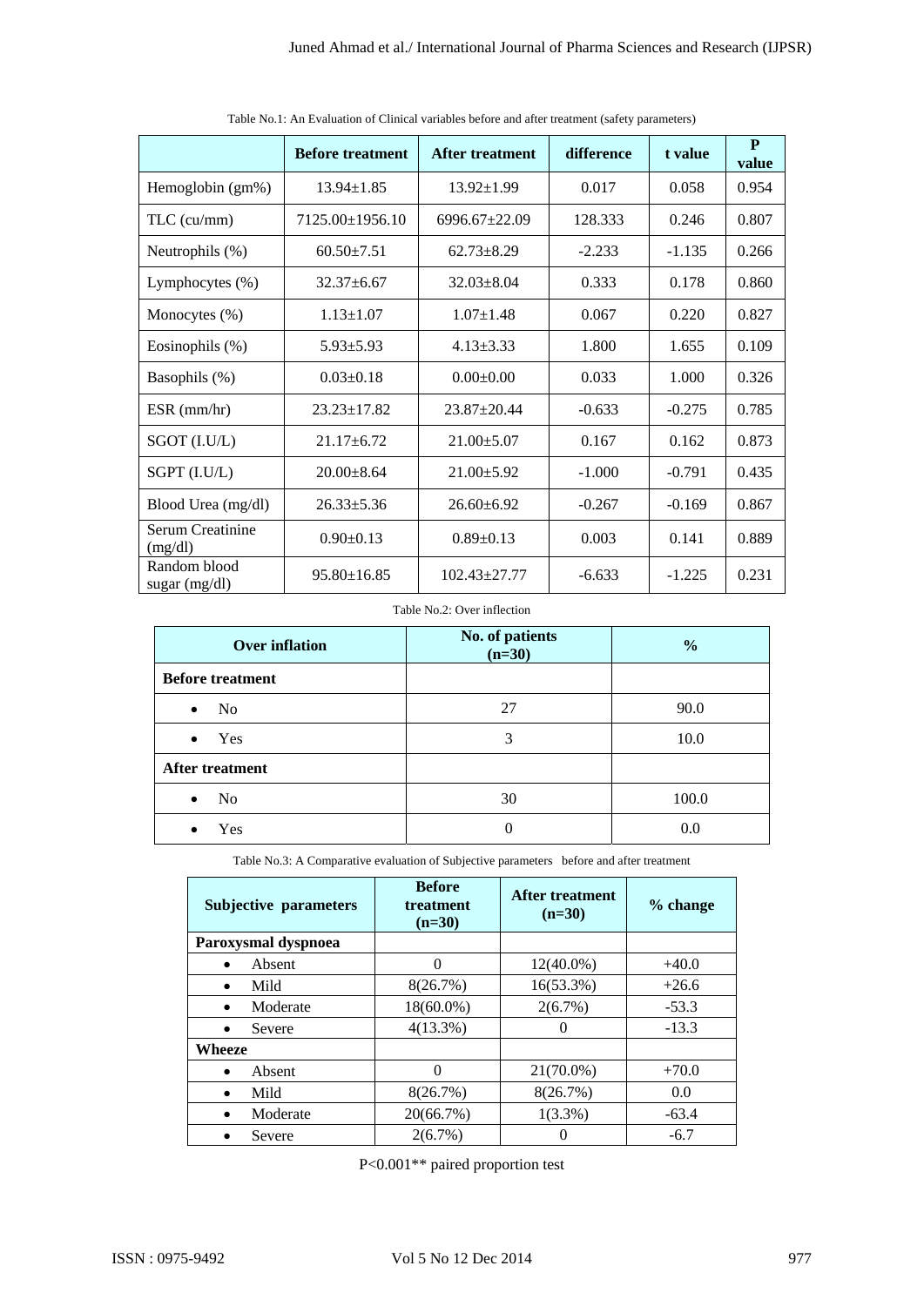Table No.1: An Evaluation of Clinical variables before and after treatment (safety parameters)

| | Before treatment | After treatment | difference | t value | P value |
|---|---|---|---|---|---|
| Hemoglobin (gm%) | 13.94±1.85 | 13.92±1.99 | 0.017 | 0.058 | 0.954 |
| TLC (cu/mm) | 7125.00±1956.10 | 6996.67±22.09 | 128.333 | 0.246 | 0.807 |
| Neutrophils (%) | 60.50±7.51 | 62.73±8.29 | -2.233 | -1.135 | 0.266 |
| Lymphocytes (%) | 32.37±6.67 | 32.03±8.04 | 0.333 | 0.178 | 0.860 |
| Monocytes (%) | 1.13±1.07 | 1.07±1.48 | 0.067 | 0.220 | 0.827 |
| Eosinophils (%) | 5.93±5.93 | 4.13±3.33 | 1.800 | 1.655 | 0.109 |
| Basophils (%) | 0.03±0.18 | 0.00±0.00 | 0.033 | 1.000 | 0.326 |
| ESR (mm/hr) | 23.23±17.82 | 23.87±20.44 | -0.633 | -0.275 | 0.785 |
| SGOT (I.U/L) | 21.17±6.72 | 21.00±5.07 | 0.167 | 0.162 | 0.873 |
| SGPT (I.U/L) | 20.00±8.64 | 21.00±5.92 | -1.000 | -0.791 | 0.435 |
| Blood Urea (mg/dl) | 26.33±5.36 | 26.60±6.92 | -0.267 | -0.169 | 0.867 |
| Serum Creatinine (mg/dl) | 0.90±0.13 | 0.89±0.13 | 0.003 | 0.141 | 0.889 |
| Random blood sugar (mg/dl) | 95.80±16.85 | 102.43±27.77 | -6.633 | -1.225 | 0.231 |

Table No.2: Over inflection

| Over inflation | No. of patients (n=30) | % |
|---|---|---|
| **Before treatment** | | |
| • No | 27 | 90.0 |
| • Yes | 3 | 10.0 |
| **After treatment** | | |
| • No | 30 | 100.0 |
| • Yes | 0 | 0.0 |

Table No.3: A Comparative evaluation of Subjective parameters before and after treatment

| Subjective parameters | Before treatment (n=30) | After treatment (n=30) | % change |
|---|---|---|---|
| **Paroxysmal dyspnoea** | | | |
| • Absent | 0 | 12(40.0%) | +40.0 |
| • Mild | 8(26.7%) | 16(53.3%) | +26.6 |
| • Moderate | 18(60.0%) | 2(6.7%) | -53.3 |
| • Severe | 4(13.3%) | 0 | -13.3 |
| **Wheeze** | | | |
| • Absent | 0 | 21(70.0%) | +70.0 |
| • Mild | 8(26.7%) | 8(26.7%) | 0.0 |
| • Moderate | 20(66.7%) | 1(3.3%) | -63.4 |
| • Severe | 2(6.7%) | 0 | -6.7 |

$P<0.001$** paired proportion test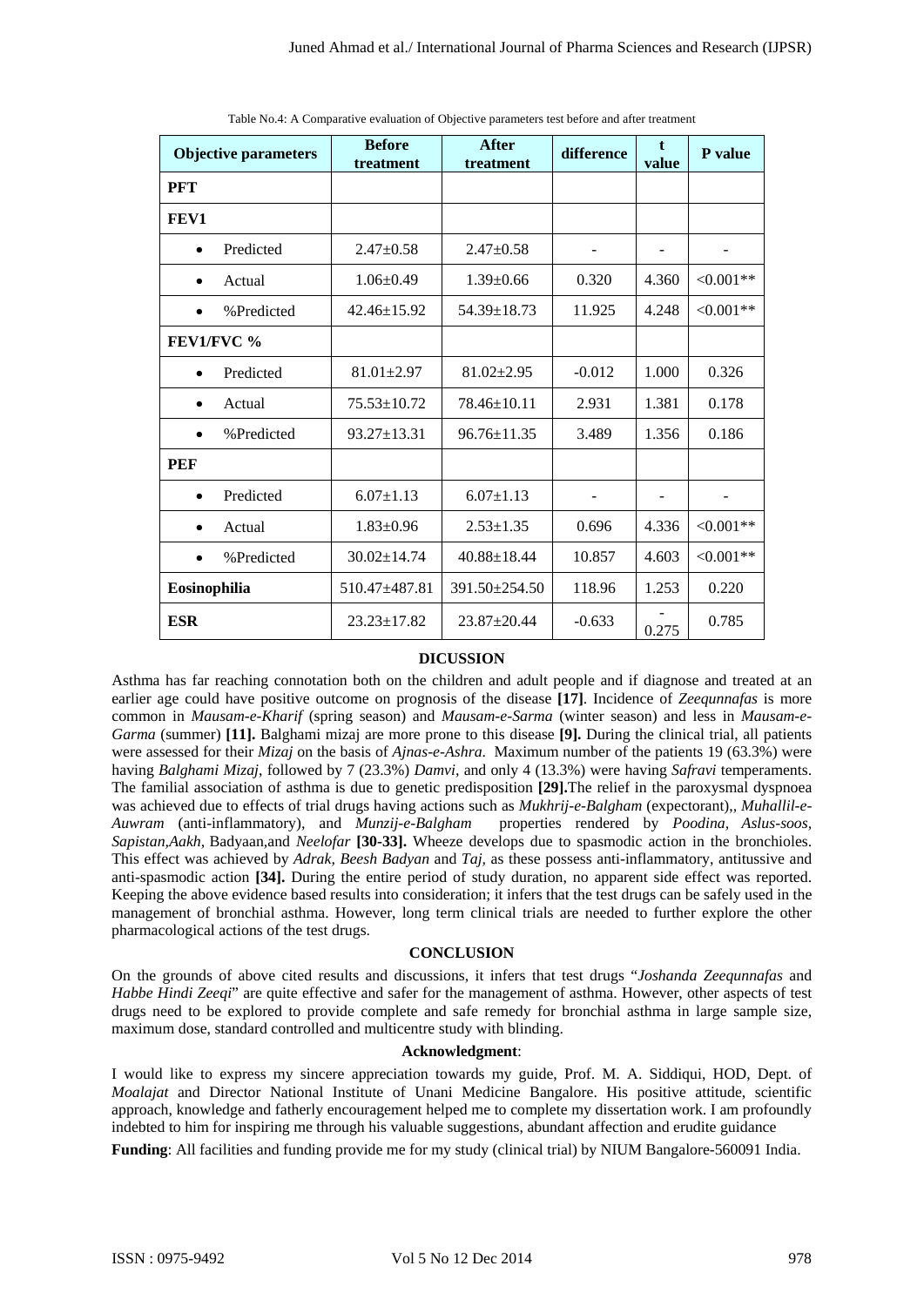Table No.4: A Comparative evaluation of Objective parameters test before and after treatment

| Objective parameters | Before treatment | After treatment | difference | t value | P value |
|---|---|---|---|---|---|
| **PFT** | | | | | |
| **FEV1** | | | | | |
| • Predicted | 2.47±0.58 | 2.47±0.58 | - | - | - |
| • Actual | 1.06±0.49 | 1.39±0.66 | 0.320 | 4.360 | <0.001** |
| • %Predicted | 42.46±15.92 | 54.39±18.73 | 11.925 | 4.248 | <0.001** |
| **FEV1/FVC %** | | | | | |
| • Predicted | 81.01±2.97 | 81.02±2.95 | -0.012 | 1.000 | 0.326 |
| • Actual | 75.53±10.72 | 78.46±10.11 | 2.931 | 1.381 | 0.178 |
| • %Predicted | 93.27±13.31 | 96.76±11.35 | 3.489 | 1.356 | 0.186 |
| **PEF** | | | | | |
| • Predicted | 6.07±1.13 | 6.07±1.13 | - | - | - |
| • Actual | 1.83±0.96 | 2.53±1.35 | 0.696 | 4.336 | <0.001** |
| • %Predicted | 30.02±14.74 | 40.88±18.44 | 10.857 | 4.603 | <0.001** |
| **Eosinophilia** | 510.47±487.81 | 391.50±254.50 | 118.96 | 1.253 | 0.220 |
| **ESR** | 23.23±17.82 | 23.87±20.44 | -0.633 | -0.275 | 0.785 |

## DICUSSION

Asthma has far reaching connotation both on the children and adult people and if diagnose and treated at an earlier age could have positive outcome on prognosis of the disease **[17]**. Incidence of *Zeequnnafas* is more common in *Mausam-e-Kharif* (spring season) and *Mausam-e-Sarma* (winter season) and less in *Mausam-e-Garma* (summer) **[11].** Balghami mizaj are more prone to this disease **[9].** During the clinical trial, all patients were assessed for their *Mizaj* on the basis of *Ajnas-e-Ashra*. Maximum number of the patients 19 (63.3%) were having *Balghami Mizaj*, followed by 7 (23.3%) *Damvi*, and only 4 (13.3%) were having *Safravi* temperaments. The familial association of asthma is due to genetic predisposition **[29].**The relief in the paroxysmal dyspnoea was achieved due to effects of trial drugs having actions such as *Mukhrij-e-Balgham* (expectorant),, *Muhallil-e-Auwram* (anti-inflammatory), and *Munzij-e-Balgham* properties rendered by *Poodina, Aslus-soos, Sapistan,Aakh,* Badyaan,and *Neelofar* **[30-33].** Wheeze develops due to spasmodic action in the bronchioles. This effect was achieved by *Adrak, Beesh Badyan* and *Taj,* as these possess anti-inflammatory, antitussive and anti-spasmodic action **[34].** During the entire period of study duration, no apparent side effect was reported. Keeping the above evidence based results into consideration; it infers that the test drugs can be safely used in the management of bronchial asthma. However, long term clinical trials are needed to further explore the other pharmacological actions of the test drugs.

## CONCLUSION

On the grounds of above cited results and discussions, it infers that test drugs "*Joshanda Zeequnnafas* and *Habbe Hindi Zeeqi*" are quite effective and safer for the management of asthma. However, other aspects of test drugs need to be explored to provide complete and safe remedy for bronchial asthma in large sample size, maximum dose, standard controlled and multicentre study with blinding.

## Acknowledgment:

I would like to express my sincere appreciation towards my guide, Prof. M. A. Siddiqui, HOD, Dept. of *Moalajat* and Director National Institute of Unani Medicine Bangalore. His positive attitude, scientific approach, knowledge and fatherly encouragement helped me to complete my dissertation work. I am profoundly indebted to him for inspiring me through his valuable suggestions, abundant affection and erudite guidance

**Funding**: All facilities and funding provide me for my study (clinical trial) by NIUM Bangalore-560091 India.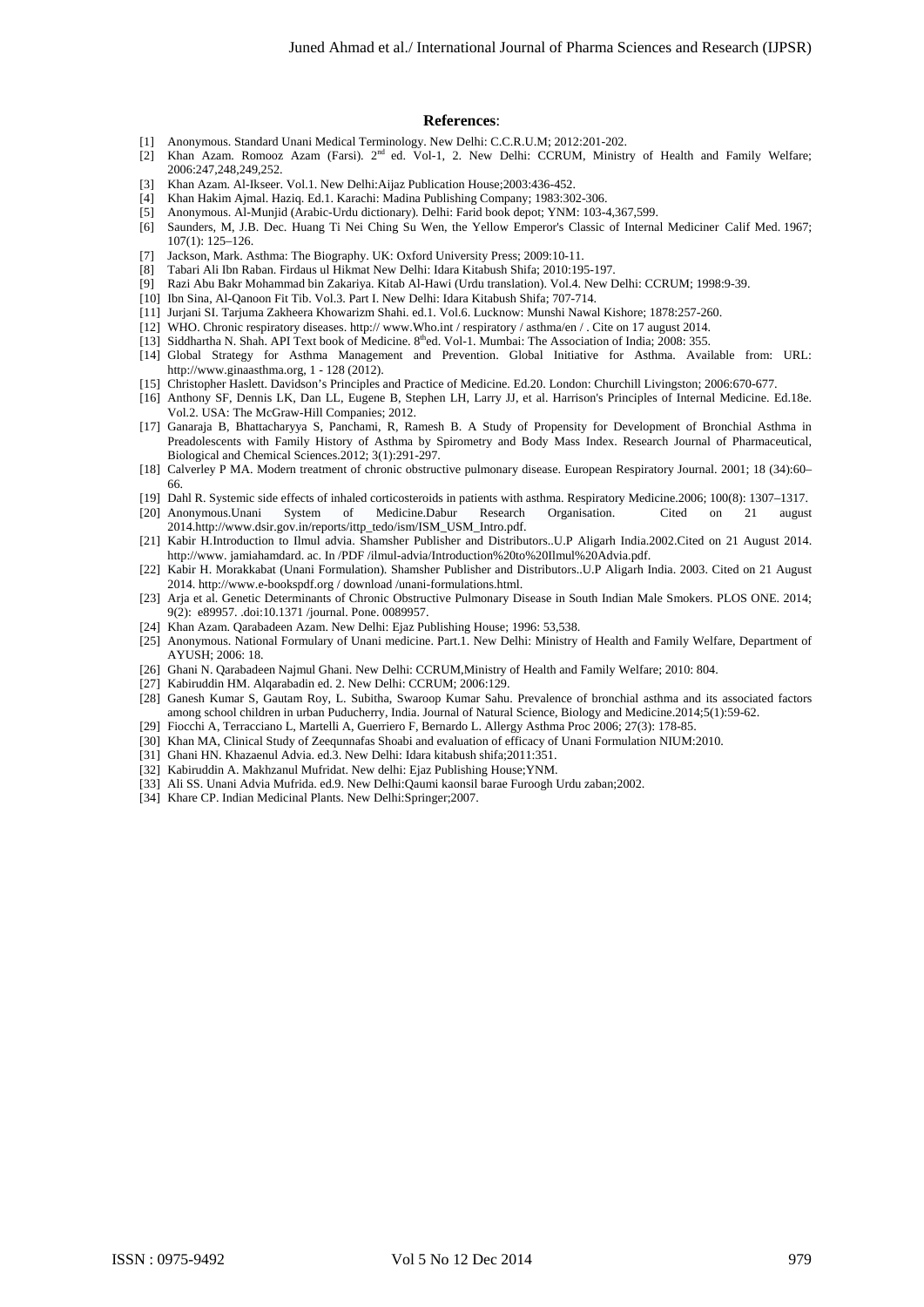## References:

[1] Anonymous. Standard Unani Medical Terminology. New Delhi: C.C.R.U.M; 2012:201-202.

[2] Khan Azam. Romooz Azam (Farsi). 2nd ed. Vol-1, 2. New Delhi: CCRUM, Ministry of Health and Family Welfare; 2006:247,248,249,252.

[3] Khan Azam. Al-Ikseer. Vol.1. New Delhi:Aijaz Publication House;2003:436-452.

[4] Khan Hakim Ajmal. Haziq. Ed.1. Karachi: Madina Publishing Company; 1983:302-306.

[5] Anonymous. Al-Munjid (Arabic-Urdu dictionary). Delhi: Farid book depot; YNM: 103-4,367,599.

[6] Saunders, M, J.B. Dec. Huang Ti Nei Ching Su Wen, the Yellow Emperor's Classic of Internal Mediciner Calif Med. 1967; 107(1): 125–126.

[7] Jackson, Mark. Asthma: The Biography. UK: Oxford University Press; 2009:10-11.

[8] Tabari Ali Ibn Raban. Firdaus ul Hikmat New Delhi: Idara Kitabush Shifa; 2010:195-197.

[9] Razi Abu Bakr Mohammad bin Zakariya. Kitab Al-Hawi (Urdu translation). Vol.4. New Delhi: CCRUM; 1998:9-39.

[10] Ibn Sina, Al-Qanoon Fit Tib. Vol.3. Part I. New Delhi: Idara Kitabush Shifa; 707-714.

[11] Jurjani SI. Tarjuma Zakheera Khowarizm Shahi. ed.1. Vol.6. Lucknow: Munshi Nawal Kishore; 1878:257-260.

[12] WHO. Chronic respiratory diseases. http:// www.Who.int / respiratory / asthma/en / . Cite on 17 august 2014.

[13] Siddhartha N. Shah. API Text book of Medicine. 8th ed. Vol-1. Mumbai: The Association of India; 2008: 355.

[14] Global Strategy for Asthma Management and Prevention. Global Initiative for Asthma. Available from: URL: http://www.ginaasthma.org, 1 - 128 (2012).

[15] Christopher Haslett. Davidson's Principles and Practice of Medicine. Ed.20. London: Churchill Livingston; 2006:670-677.

[16] Anthony SF, Dennis LK, Dan LL, Eugene B, Stephen LH, Larry JJ, et al. Harrison's Principles of Internal Medicine. Ed.18e. Vol.2. USA: The McGraw-Hill Companies; 2012.

[17] Ganaraja B, Bhattacharyya S, Panchami, R, Ramesh B. A Study of Propensity for Development of Bronchial Asthma in Preadolescents with Family History of Asthma by Spirometry and Body Mass Index. Research Journal of Pharmaceutical, Biological and Chemical Sciences.2012; 3(1):291-297.

[18] Calverley P MA. Modern treatment of chronic obstructive pulmonary disease. European Respiratory Journal. 2001; 18 (34):60–66.

[19] Dahl R. Systemic side effects of inhaled corticosteroids in patients with asthma. Respiratory Medicine.2006; 100(8): 1307–1317.

[20] Anonymous.Unani System of Medicine.Dabur Research Organisation. Cited on 21 august 2014.http://www.dsir.gov.in/reports/ittp_tedo/ism/ISM_USM_Intro.pdf.

[21] Kabir H.Introduction to Ilmul advia. Shamsher Publisher and Distributors..U.P Aligarh India.2002.Cited on 21 August 2014. http://www. jamiahamdard. ac. In /PDF /ilmul-advia/Introduction%20to%20Ilmul%20Advia.pdf.

[22] Kabir H. Morakkabat (Unani Formulation). Shamsher Publisher and Distributors..U.P Aligarh India. 2003. Cited on 21 August 2014. http://www.e-bookspdf.org / download /unani-formulations.html.

[23] Arja et al. Genetic Determinants of Chronic Obstructive Pulmonary Disease in South Indian Male Smokers. PLOS ONE. 2014; 9(2): e89957. .doi:10.1371 /journal. Pone. 0089957.

[24] Khan Azam. Qarabadeen Azam. New Delhi: Ejaz Publishing House; 1996: 53,538.

[25] Anonymous. National Formulary of Unani medicine. Part.1. New Delhi: Ministry of Health and Family Welfare, Department of AYUSH; 2006: 18.

[26] Ghani N. Qarabadeen Najmul Ghani. New Delhi: CCRUM,Ministry of Health and Family Welfare; 2010: 804.

[27] Kabiruddin HM. Alqarabadin ed. 2. New Delhi: CCRUM; 2006:129.

[28] Ganesh Kumar S, Gautam Roy, L. Subitha, Swaroop Kumar Sahu. Prevalence of bronchial asthma and its associated factors among school children in urban Puducherry, India. Journal of Natural Science, Biology and Medicine.2014;5(1):59-62.

[29] Fiocchi A, Terracciano L, Martelli A, Guerriero F, Bernardo L. Allergy Asthma Proc 2006; 27(3): 178-85.

[30] Khan MA, Clinical Study of Zeequnnafas Shoabi and evaluation of efficacy of Unani Formulation NIUM:2010.

[31] Ghani HN. Khazaenul Advia. ed.3. New Delhi: Idara kitabush shifa;2011:351.

[32] Kabiruddin A. Makhzanul Mufridat. New delhi: Ejaz Publishing House;YNM.

[33] Ali SS. Unani Advia Mufrida. ed.9. New Delhi:Qaumi kaonsil barae Furoogh Urdu zaban;2002.

[34] Khare CP. Indian Medicinal Plants. New Delhi:Springer;2007.